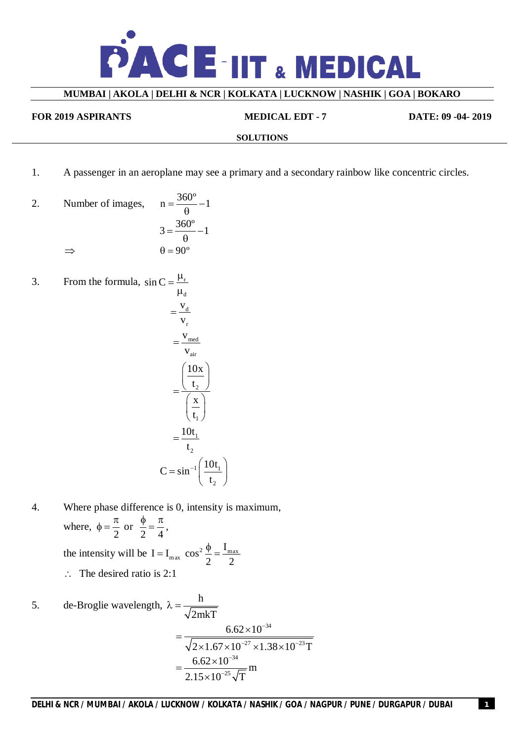# PACE IIT & MEDICAL

**MUMBAI | AKOLA | DELHI & NCR | KOLKATA | LUCKNOW | NASHIK | GOA | BOKARO**

**FOR 2019 ASPIRANTS** **MEDICAL EDT - 7** **DATE: 09 -04- 2019**

## SOLUTIONS

1. A passenger in an aeroplane may see a primary and a secondary rainbow like concentric circles.

2. Number of images, $n = \frac{360^o}{\theta} - 1$

$$3 = \frac{360^o}{\theta} - 1$$

$\Rightarrow$ $\theta = 90^o$

3. From the formula, $\sin C = \frac{\mu_r}{\mu_d}$

$$= \frac{v_d}{v_r}$$

$$= \frac{v_{med}}{v_{air}}$$

$$= \frac{\left(\frac{10x}{t_2}\right)}{\left(\frac{x}{t_1}\right)}$$

$$= \frac{10t_1}{t_2}$$

$$C = \sin^{-1}\left(\frac{10t_1}{t_2}\right)$$

4. Where phase difference is 0, intensity is maximum,

where, $\phi = \frac{\pi}{2}$ or $\frac{\phi}{2} = \frac{\pi}{4}$,

the intensity will be $I = I_{max} \cos^2 \frac{\phi}{2} = \frac{I_{max}}{2}$

$\therefore$ The desired ratio is 2:1

5. de-Broglie wavelength, $\lambda = \frac{h}{\sqrt{2mkT}}$

$$= \frac{6.62 \times 10^{-34}}{\sqrt{2 \times 1.67 \times 10^{-27} \times 1.38 \times 10^{-23} T}}$$

$$= \frac{6.62 \times 10^{-34}}{2.15 \times 10^{-25} \sqrt{T}} \text{m}$$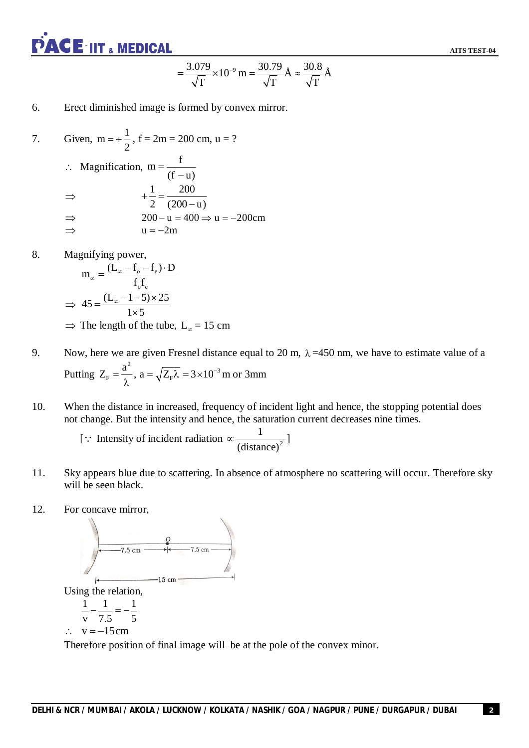$$= \frac{3.079}{\sqrt{T}} \times 10^{-9}\,\text{m} = \frac{30.79}{\sqrt{T}}\,\text{Å} \approx \frac{30.8}{\sqrt{T}}\,\text{Å}$$

6. Erect diminished image is formed by convex mirror.

7. Given, $m = +\frac{1}{2}$, f = 2m = 200 cm, u = ?

   $\therefore$ Magnification, $m = \frac{f}{(f-u)}$

   $\Rightarrow \quad +\frac{1}{2} = \frac{200}{(200-u)}$

   $\Rightarrow \quad 200 - u = 400 \Rightarrow u = -200\text{cm}$

   $\Rightarrow \quad u = -2\text{m}$

8. Magnifying power,

   $m_\infty = \frac{(L_\infty - f_o - f_e)\cdot D}{f_o f_e}$

   $\Rightarrow 45 = \frac{(L_\infty - 1 - 5)\times 25}{1\times 5}$

   $\Rightarrow$ The length of the tube, $L_\infty = 15$ cm

9. Now, here we are given Fresnel distance equal to 20 m, $\lambda$ =450 nm, we have to estimate value of a

   Putting $Z_F = \frac{a^2}{\lambda}$, $a = \sqrt{Z_F \lambda} = 3\times 10^{-3}\,\text{m}$ or 3mm

10. When the distance in increased, frequency of incident light and hence, the stopping potential does not change. But the intensity and hence, the saturation current decreases nine times.

    [$\because$ Intensity of incident radiation $\propto \frac{1}{(\text{distance})^2}$]

11. Sky appears blue due to scattering. In absence of atmosphere no scattering will occur. Therefore sky will be seen black.

12. For concave mirror,

    Using the relation,

    $\frac{1}{v} - \frac{1}{7.5} = -\frac{1}{5}$

    $\therefore \quad v = -15\text{cm}$

    Therefore position of final image will be at the pole of the convex minor.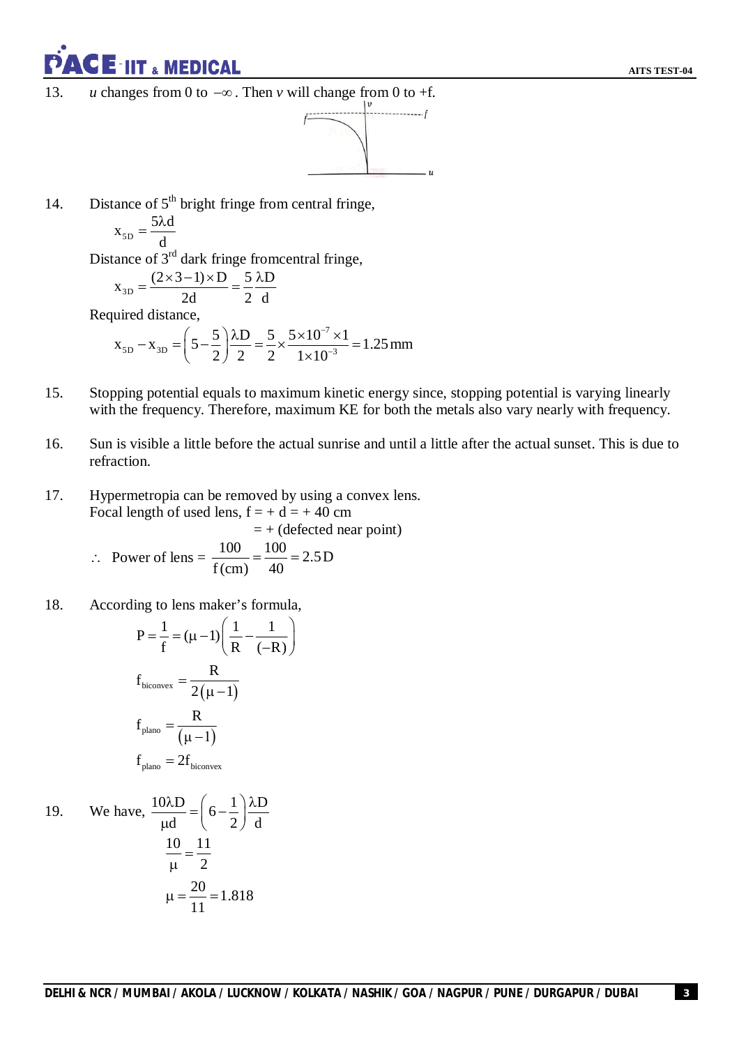13. $u$ changes from 0 to $-\infty$. Then $v$ will change from 0 to +f.

14. Distance of 5[th] bright fringe from central fringe,

$$x_{5D} = \frac{5\lambda d}{d}$$

Distance of 3[rd] dark fringe fromcentral fringe,

$$x_{3D} = \frac{(2\times3-1)\times D}{2d} = \frac{5}{2}\frac{\lambda D}{d}$$

Required distance,

$$x_{5D} - x_{3D} = \left(5-\frac{5}{2}\right)\frac{\lambda D}{2} = \frac{5}{2}\times\frac{5\times10^{-7}\times1}{1\times10^{-3}} = 1.25\,\text{mm}$$

15. Stopping potential equals to maximum kinetic energy since, stopping potential is varying linearly with the frequency. Therefore, maximum KE for both the metals also vary nearly with frequency.

16. Sun is visible a little before the actual sunrise and until a little after the actual sunset. This is due to refraction.

17. Hypermetropia can be removed by using a convex lens.
Focal length of used lens, f = + d = + 40 cm
= + (defected near point)

$$\therefore \text{ Power of lens} = \frac{100}{f\,(\text{cm})} = \frac{100}{40} = 2.5\,\text{D}$$

18. According to lens maker's formula,

$$P = \frac{1}{f} = (\mu-1)\left(\frac{1}{R} - \frac{1}{(-R)}\right)$$

$$f_{\text{biconvex}} = \frac{R}{2(\mu-1)}$$

$$f_{\text{plano}} = \frac{R}{(\mu-1)}$$

$$f_{\text{plano}} = 2f_{\text{biconvex}}$$

19. We have, $\dfrac{10\lambda D}{\mu d} = \left(6-\dfrac{1}{2}\right)\dfrac{\lambda D}{d}$

$$\frac{10}{\mu} = \frac{11}{2}$$

$$\mu = \frac{20}{11} = 1.818$$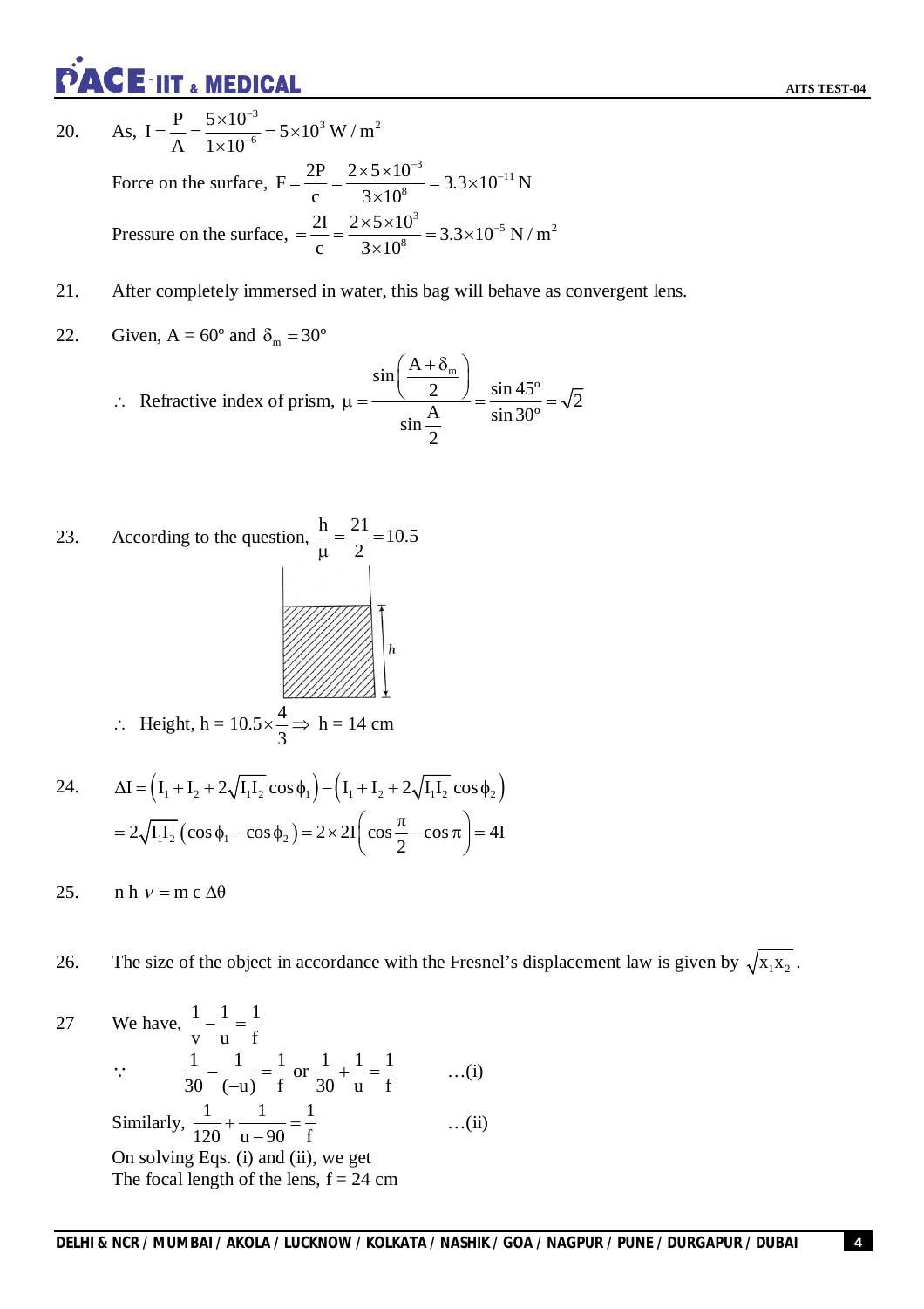20. As, $I = \frac{P}{A} = \frac{5\times10^{-3}}{1\times10^{-6}} = 5\times10^{3}\ \text{W/m}^2$

Force on the surface, $F = \frac{2P}{c} = \frac{2\times5\times10^{-3}}{3\times10^{8}} = 3.3\times10^{-11}\ \text{N}$

Pressure on the surface, $= \frac{2I}{c} = \frac{2\times5\times10^{3}}{3\times10^{8}} = 3.3\times10^{-5}\ \text{N/m}^2$

21. After completely immersed in water, this bag will behave as convergent lens.

22. Given, A = 60º and $\delta_m = 30^\circ$

$\therefore$ Refractive index of prism, $\mu = \frac{\sin\left(\frac{A+\delta_m}{2}\right)}{\sin\frac{A}{2}} = \frac{\sin 45^\circ}{\sin 30^\circ} = \sqrt{2}$

23. According to the question, $\frac{h}{\mu} = \frac{21}{2} = 10.5$

$\therefore$ Height, h = $10.5\times\frac{4}{3} \Rightarrow$ h = 14 cm

24. $\Delta I = \left(I_1 + I_2 + 2\sqrt{I_1 I_2}\cos\phi_1\right) - \left(I_1 + I_2 + 2\sqrt{I_1 I_2}\cos\phi_2\right)$

$= 2\sqrt{I_1 I_2}\left(\cos\phi_1 - \cos\phi_2\right) = 2\times 2I\left(\cos\frac{\pi}{2} - \cos\pi\right) = 4I$

25. $n\,h\,\nu = m\,c\,\Delta\theta$

26. The size of the object in accordance with the Fresnel's displacement law is given by $\sqrt{x_1 x_2}$.

27 We have, $\frac{1}{v} - \frac{1}{u} = \frac{1}{f}$

$\because \quad \frac{1}{30} - \frac{1}{(-u)} = \frac{1}{f}$ or $\frac{1}{30} + \frac{1}{u} = \frac{1}{f}$ ...(i)

Similarly, $\frac{1}{120} + \frac{1}{u-90} = \frac{1}{f}$ ...(ii)

On solving Eqs. (i) and (ii), we get

The focal length of the lens, f = 24 cm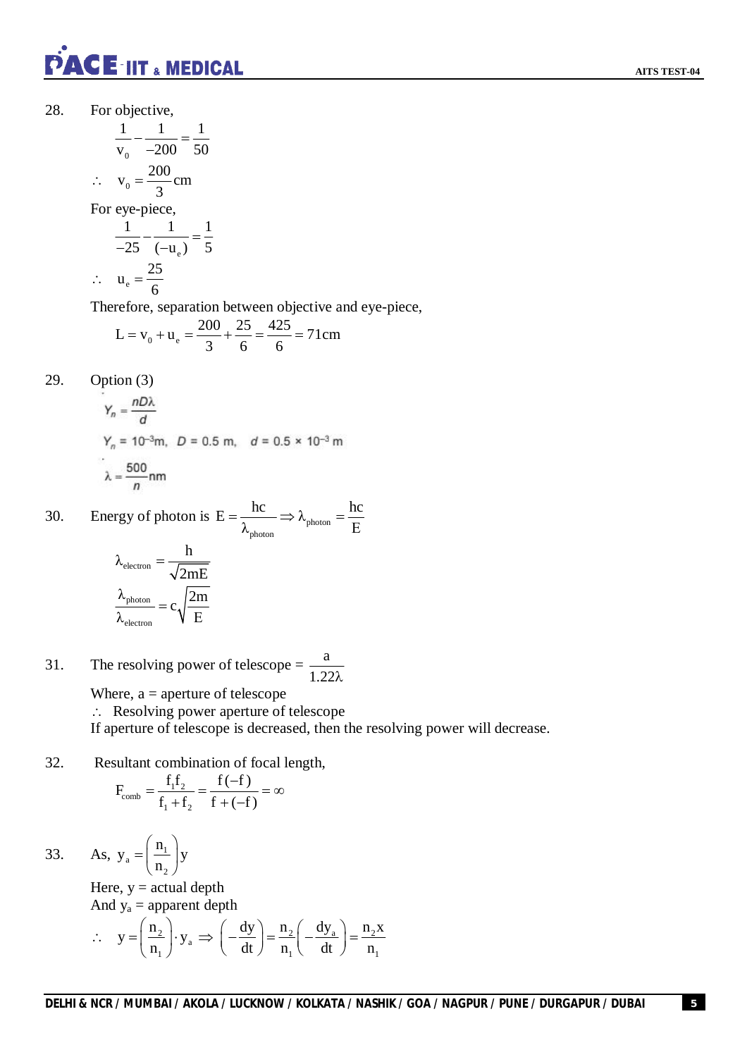28. For objective,

$$\frac{1}{v_0} - \frac{1}{-200} = \frac{1}{50}$$

$$\therefore \quad v_0 = \frac{200}{3}\text{cm}$$

For eye-piece,

$$\frac{1}{-25} - \frac{1}{(-u_e)} = \frac{1}{5}$$

$$\therefore \quad u_e = \frac{25}{6}$$

Therefore, separation between objective and eye-piece,

$$L = v_0 + u_e = \frac{200}{3} + \frac{25}{6} = \frac{425}{6} = 71\text{cm}$$

29. Option (3)

$$Y_n = \frac{nD\lambda}{d}$$

$Y_n = 10^{-3}$m, $D = 0.5$ m, $d = 0.5 \times 10^{-3}$ m

$$\lambda = \frac{500}{n}\text{nm}$$

30. Energy of photon is $E = \dfrac{hc}{\lambda_{photon}} \Rightarrow \lambda_{photon} = \dfrac{hc}{E}$

$$\lambda_{electron} = \frac{h}{\sqrt{2mE}}$$

$$\frac{\lambda_{photon}}{\lambda_{electron}} = c\sqrt{\frac{2m}{E}}$$

31. The resolving power of telescope = $\dfrac{a}{1.22\lambda}$

Where, a = aperture of telescope

$\therefore$ Resolving power aperture of telescope

If aperture of telescope is decreased, then the resolving power will decrease.

32. Resultant combination of focal length,

$$F_{comb} = \frac{f_1 f_2}{f_1 + f_2} = \frac{f(-f)}{f + (-f)} = \infty$$

33. As, $y_a = \left(\dfrac{n_1}{n_2}\right)y$

Here, y = actual depth

And $y_a$ = apparent depth

$$\therefore \quad y = \left(\frac{n_2}{n_1}\right) \cdot y_a \Rightarrow \left(-\frac{dy}{dt}\right) = \frac{n_2}{n_1}\left(-\frac{dy_a}{dt}\right) = \frac{n_2 x}{n_1}$$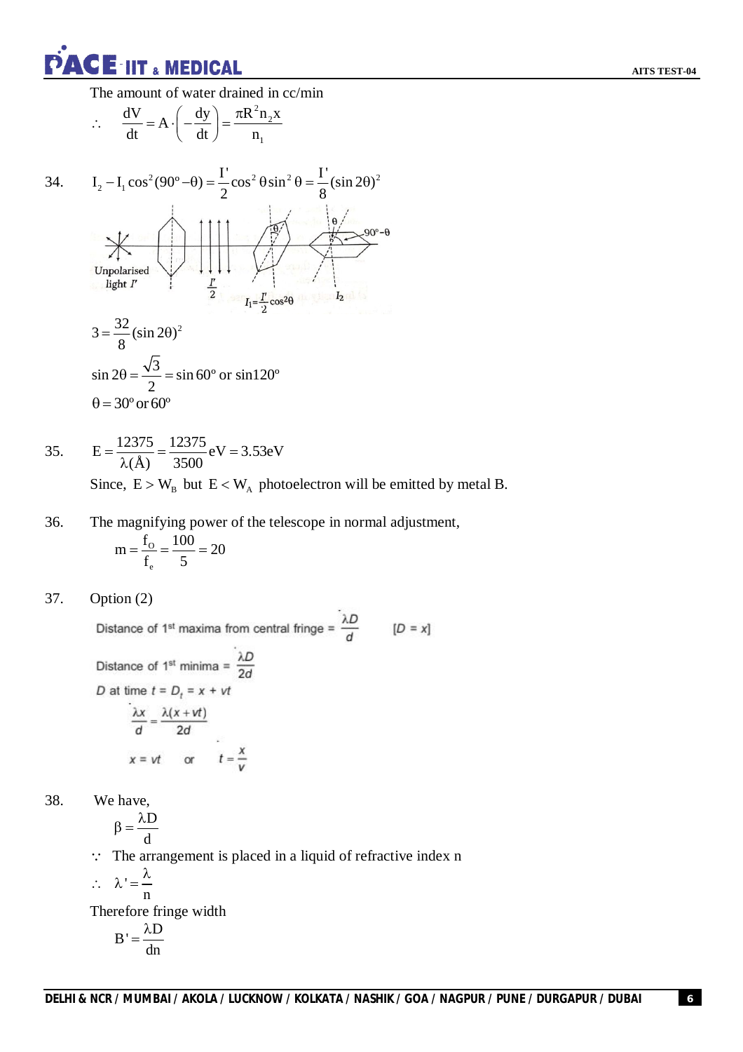The amount of water drained in cc/min

$$\therefore \quad \frac{dV}{dt} = A \cdot \left(-\frac{dy}{dt}\right) = \frac{\pi R^2 n_2 x}{n_1}$$

34. $$I_2 - I_1 \cos^2(90^o - \theta) = \frac{I'}{2}\cos^2\theta \sin^2\theta = \frac{I'}{8}(\sin 2\theta)^2$$

Unpolarised light $I'$ ; $\frac{I'}{2}$ ; $I_1 = \frac{I'}{2}\cos^2\theta$ ; $I_2$ ; $\theta$ ; $90^o - \theta$

$$3 = \frac{32}{8}(\sin 2\theta)^2$$

$$\sin 2\theta = \frac{\sqrt{3}}{2} = \sin 60^o \text{ or } \sin 120^o$$

$$\theta = 30^o \text{ or } 60^o$$

35. $$E = \frac{12375}{\lambda(\text{Å})} = \frac{12375}{3500}\text{eV} = 3.53\text{eV}$$

Since, $E > W_B$ but $E < W_A$ photoelectron will be emitted by metal B.

36. The magnifying power of the telescope in normal adjustment,

$$m = \frac{f_O}{f_e} = \frac{100}{5} = 20$$

37. Option (2)

Distance of 1st maxima from central fringe = $\frac{\lambda D}{d}$ $\quad$ [$D = x$]

Distance of 1st minima = $\frac{\lambda D}{2d}$

$D$ at time $t = D_t = x + vt$

$$\frac{\lambda x}{d} = \frac{\lambda(x + vt)}{2d}$$

$$x = vt \quad \text{or} \quad t = \frac{x}{v}$$

38. We have,

$$\beta = \frac{\lambda D}{d}$$

$\because$ The arrangement is placed in a liquid of refractive index n

$$\therefore \quad \lambda' = \frac{\lambda}{n}$$

Therefore fringe width

$$B' = \frac{\lambda D}{dn}$$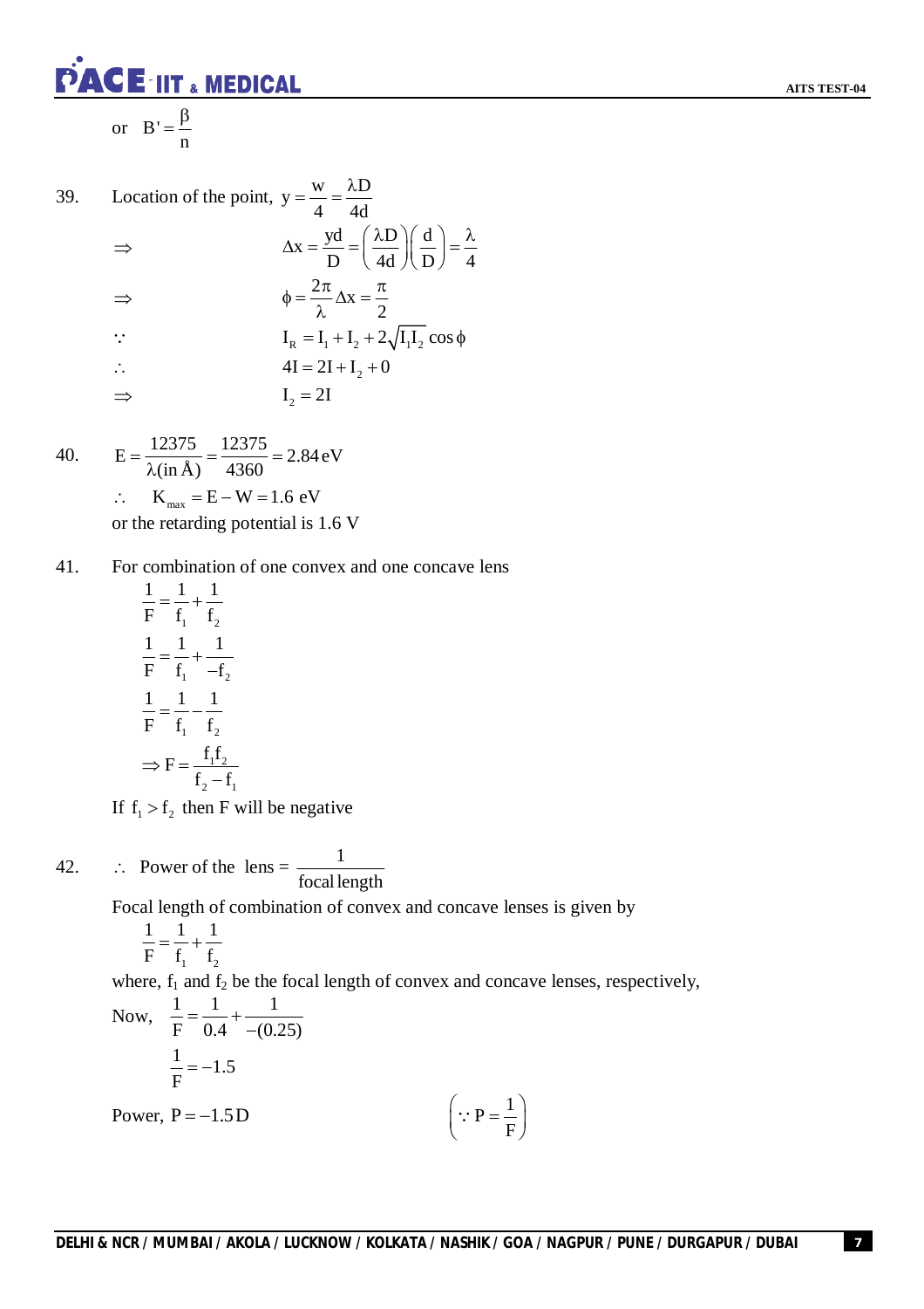or $B' = \dfrac{\beta}{n}$

39. Location of the point, $y = \dfrac{w}{4} = \dfrac{\lambda D}{4d}$

$\Rightarrow \quad \Delta x = \dfrac{yd}{D} = \left(\dfrac{\lambda D}{4d}\right)\left(\dfrac{d}{D}\right) = \dfrac{\lambda}{4}$

$\Rightarrow \quad \phi = \dfrac{2\pi}{\lambda}\Delta x = \dfrac{\pi}{2}$

$\because \quad I_R = I_1 + I_2 + 2\sqrt{I_1 I_2}\cos\phi$

$\therefore \quad 4I = 2I + I_2 + 0$

$\Rightarrow \quad I_2 = 2I$

40. $E = \dfrac{12375}{\lambda(\text{in } \text{Å})} = \dfrac{12375}{4360} = 2.84\,\text{eV}$

$\therefore \quad K_{max} = E - W = 1.6\text{ eV}$

or the retarding potential is 1.6 V

41. For combination of one convex and one concave lens

$$\frac{1}{F} = \frac{1}{f_1} + \frac{1}{f_2}$$

$$\frac{1}{F} = \frac{1}{f_1} + \frac{1}{-f_2}$$

$$\frac{1}{F} = \frac{1}{f_1} - \frac{1}{f_2}$$

$$\Rightarrow F = \frac{f_1 f_2}{f_2 - f_1}$$

If $f_1 > f_2$ then F will be negative

42. $\therefore$ Power of the lens = $\dfrac{1}{\text{focal length}}$

Focal length of combination of convex and concave lenses is given by

$$\frac{1}{F} = \frac{1}{f_1} + \frac{1}{f_2}$$

where, $f_1$ and $f_2$ be the focal length of convex and concave lenses, respectively,

Now, $\dfrac{1}{F} = \dfrac{1}{0.4} + \dfrac{1}{-(0.25)}$

$$\frac{1}{F} = -1.5$$

Power, $P = -1.5\,\text{D}$ $\quad \left(\because P = \dfrac{1}{F}\right)$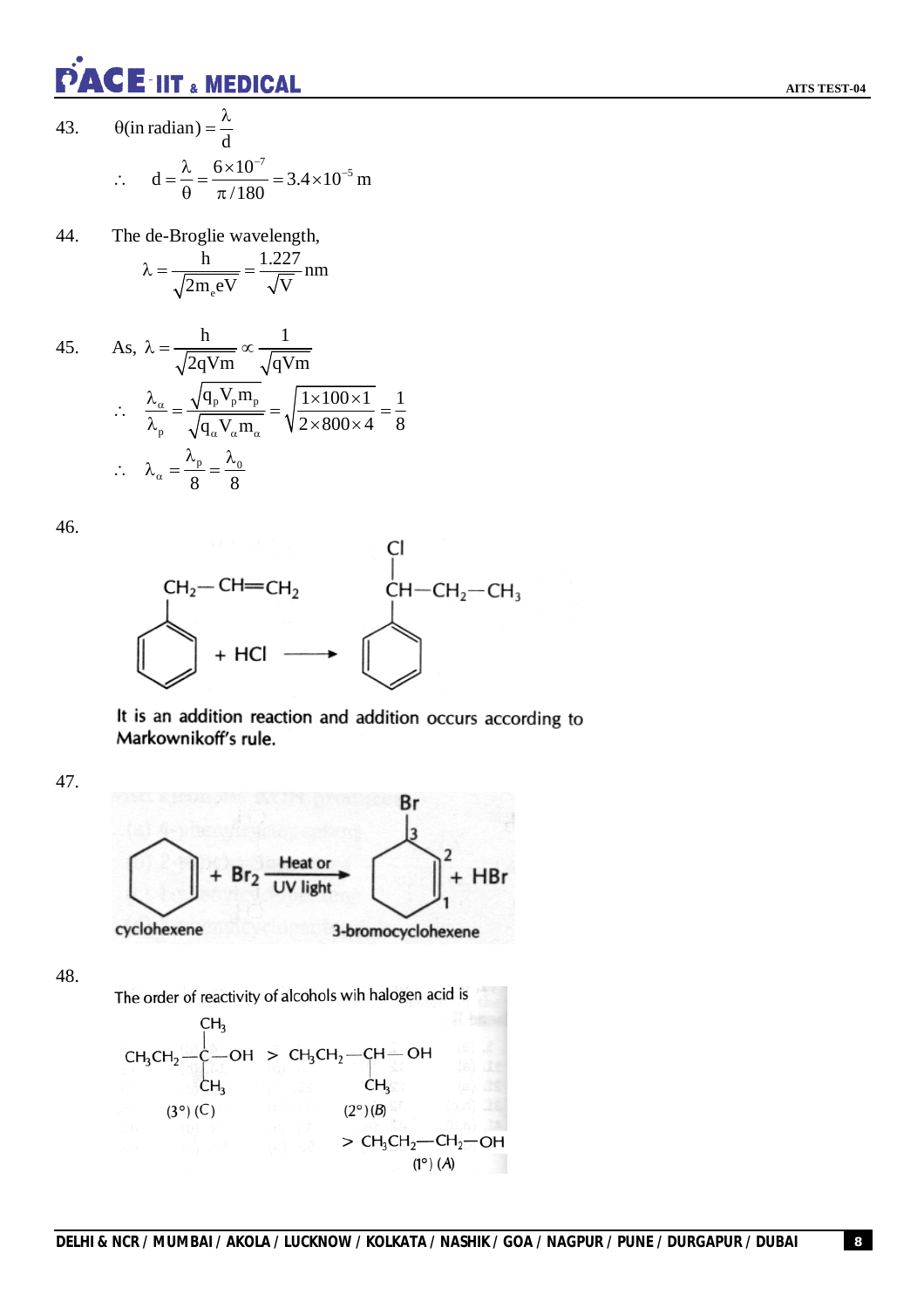43. $\theta(\text{in radian}) = \dfrac{\lambda}{d}$

$\therefore \quad d = \dfrac{\lambda}{\theta} = \dfrac{6\times10^{-7}}{\pi/180} = 3.4\times10^{-5}\text{ m}$

44. The de-Broglie wavelength,

$$\lambda = \frac{h}{\sqrt{2m_e eV}} = \frac{1.227}{\sqrt{V}}\text{nm}$$

45. As, $\lambda = \dfrac{h}{\sqrt{2qVm}} \propto \dfrac{1}{\sqrt{qVm}}$

$\therefore \quad \dfrac{\lambda_\alpha}{\lambda_p} = \dfrac{\sqrt{q_p V_p m_p}}{\sqrt{q_\alpha V_\alpha m_\alpha}} = \sqrt{\dfrac{1\times100\times1}{2\times800\times4}} = \dfrac{1}{8}$

$\therefore \quad \lambda_\alpha = \dfrac{\lambda_p}{8} = \dfrac{\lambda_0}{8}$

46.

$C_6H_5-CH_2-CH=CH_2 + HCl \longrightarrow C_6H_5-CH(Cl)-CH_2-CH_3$

It is an addition reaction and addition occurs according to Markownikoff's rule.

47.

cyclohexene $+ Br_2 \xrightarrow[\text{UV light}]{\text{Heat or}}$ 3-bromocyclohexene $+ HBr$

48.

The order of reactivity of alcohols wih halogen acid is

$CH_3CH_2-C(CH_3)_2-OH$ (3°) (C) $>$ $CH_3CH_2-CH(CH_3)-OH$ (2°) (B) $>$ $CH_3CH_2-CH_2-OH$ (1°) (A)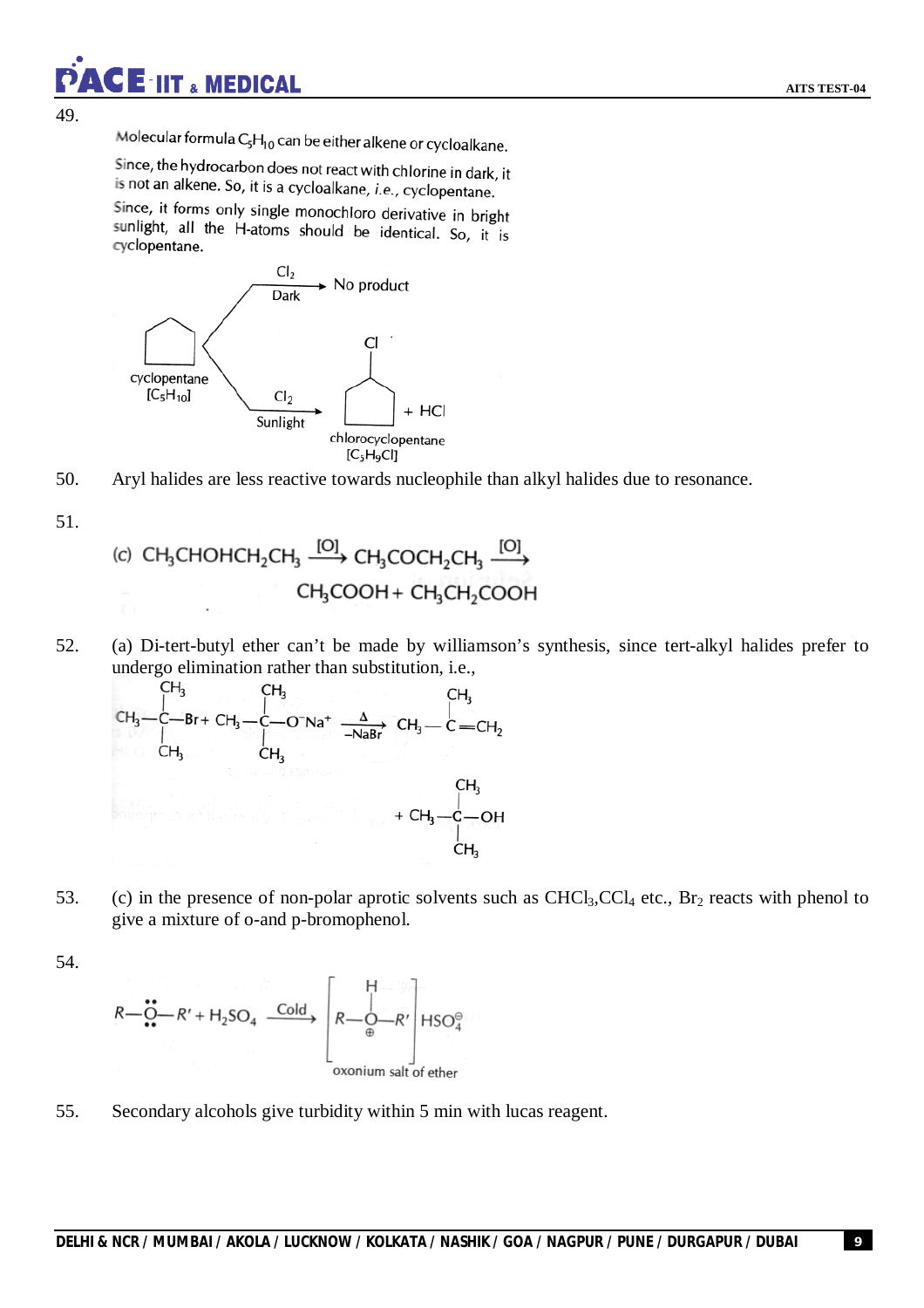49.

Molecular formula $C_5H_{10}$ can be either alkene or cycloalkane.

Since, the hydrocarbon does not react with chlorine in dark, it is not an alkene. So, it is a cycloalkane, *i.e.*, cyclopentane.

Since, it forms only single monochloro derivative in bright sunlight, all the H-atoms should be identical. So, it is cyclopentane.

cyclopentane $[C_5H_{10}]$ $\xrightarrow[\text{Dark}]{Cl_2}$ No product

cyclopentane $[C_5H_{10}]$ $\xrightarrow[\text{Sunlight}]{Cl_2}$ chlorocyclopentane $[C_5H_9Cl]$ + HCl

50. Aryl halides are less reactive towards nucleophile than alkyl halides due to resonance.

51.

$$\text{(c)}\ CH_3CHOHCH_2CH_3 \xrightarrow{[O]} CH_3COCH_2CH_3 \xrightarrow{[O]} CH_3COOH + CH_3CH_2COOH$$

52. (a) Di-tert-butyl ether can't be made by williamson's synthesis, since tert-alkyl halides prefer to undergo elimination rather than substitution, i.e.,

$$(CH_3)_3C{-}Br + (CH_3)_3C{-}O^-Na^+ \xrightarrow[-NaBr]{\Delta} CH_3{-}\underset{CH_3}{C}{=}CH_2 + (CH_3)_3C{-}OH$$

53. (c) in the presence of non-polar aprotic solvents such as $CHCl_3$, $CCl_4$ etc., $Br_2$ reacts with phenol to give a mixture of o-and p-bromophenol.

54.

$$R{-}\ddot{\underset{\cdot\cdot}{O}}{-}R' + H_2SO_4 \xrightarrow{\text{Cold}} \left[R{-}\overset{H}{\underset{\oplus}{O}}{-}R'\right]HSO_4^{\ominus}$$

oxonium salt of ether

55. Secondary alcohols give turbidity within 5 min with lucas reagent.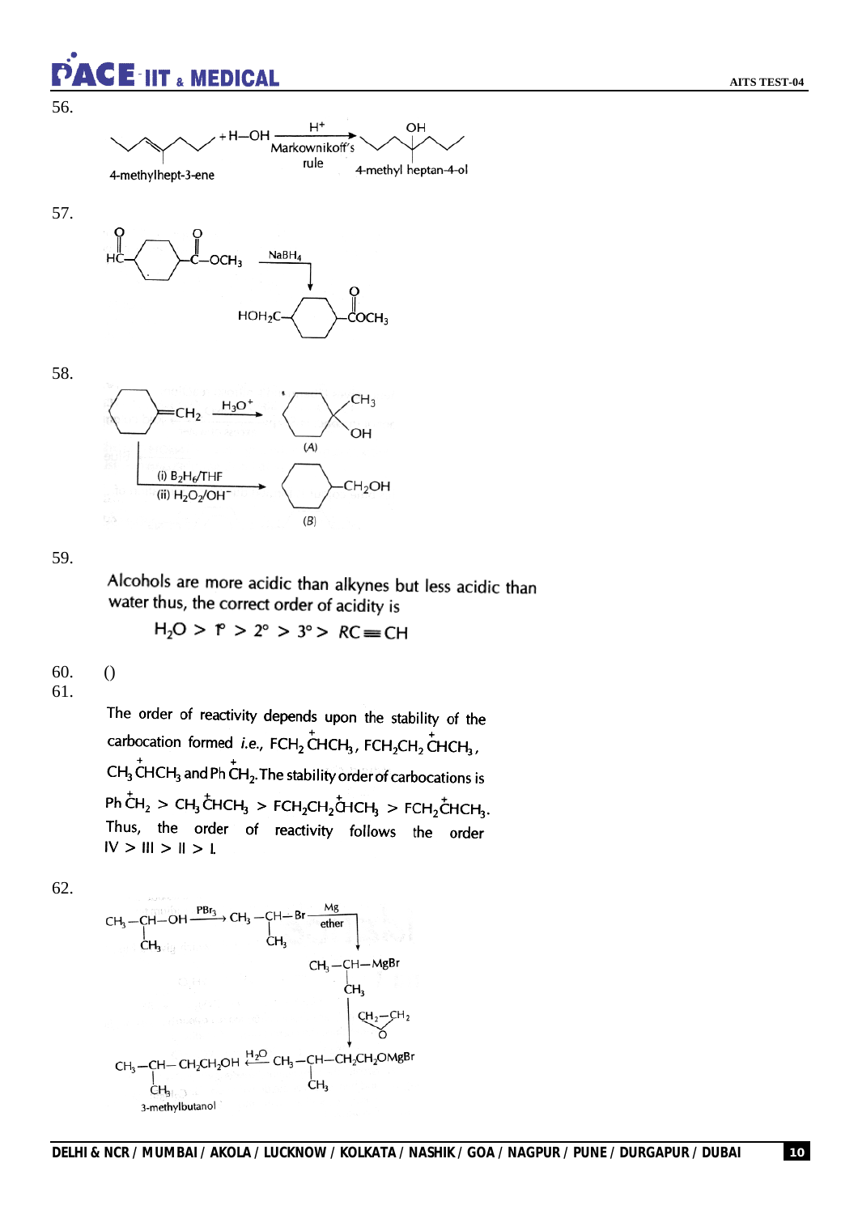56.

4-methylhept-3-ene $+ H{-}OH \xrightarrow[\text{Markownikoff's rule}]{H^+}$ 4-methyl heptan-4-ol

57.

$HC(=O)-C_6H_{10}-C(=O)-OCH_3 \xrightarrow{NaBH_4} HOH_2C-C_6H_{10}-C(=O)OCH_3$

58.

Methylenecyclohexane ($C_6H_{10}{=}CH_2$) $\xrightarrow{H_3O^+}$ 1-methylcyclohexan-1-ol (A)

Methylenecyclohexane $\xrightarrow[\text{(ii) } H_2O_2/OH^-]{\text{(i) } B_2H_6/THF}$ cyclohexylmethanol ($C_6H_{11}-CH_2OH$) (B)

59.

Alcohols are more acidic than alkynes but less acidic than water thus, the correct order of acidity is

$$H_2O > 1° > 2° > 3° > RC{\equiv}CH$$

60. ()

61.

The order of reactivity depends upon the stability of the carbocation formed *i.e.*, $FCH_2\overset{+}{C}HCH_3$, $FCH_2CH_2\overset{+}{C}HCH_3$, $CH_3\overset{+}{C}HCH_3$ and $Ph\overset{+}{C}H_2$. The stability order of carbocations is

$Ph\overset{+}{C}H_2 > CH_3\overset{+}{C}HCH_3 > FCH_2CH_2\overset{+}{C}HCH_3 > FCH_2\overset{+}{C}HCH_3$.

Thus, the order of reactivity follows the order IV > III > II > I.

62.

$CH_3-CH(CH_3)-OH \xrightarrow{PBr_3} CH_3-CH(CH_3)-Br \xrightarrow[\text{ether}]{Mg} CH_3-CH(CH_3)-MgBr$

$CH_3-CH(CH_3)-MgBr \xrightarrow{CH_2-CH_2 \text{ (epoxide, O)}} CH_3-CH(CH_3)-CH_2CH_2OMgBr \xrightarrow{H_2O} CH_3-CH(CH_3)-CH_2CH_2OH$

3-methylbutanol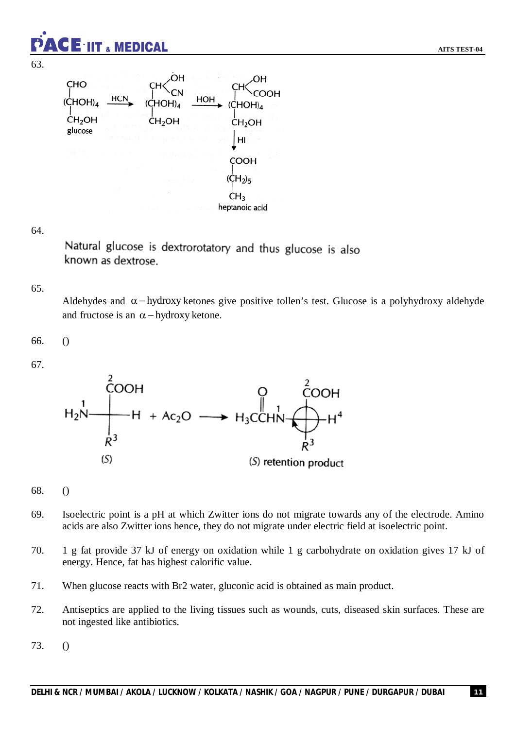63.

$$
\underset{\text{glucose}}{\begin{array}{c} CHO \\ | \\ (CHOH)_4 \\ | \\ CH_2OH \end{array}} \xrightarrow{HCN} \begin{array}{c} CH\langle^{OH}_{CN} \\ | \\ (CHOH)_4 \\ | \\ CH_2OH \end{array} \xrightarrow{HOH} \begin{array}{c} CH\langle^{OH}_{COOH} \\ | \\ (CHOH)_4 \\ | \\ CH_2OH \end{array}
$$

$$
\xrightarrow{HI} \underset{\text{heptanoic acid}}{\begin{array}{c} COOH \\ | \\ (CH_2)_5 \\ | \\ CH_3 \end{array}}
$$

64.

Natural glucose is dextrorotatory and thus glucose is also known as dextrose.

65.

Aldehydes and $\alpha-$hydroxy ketones give positive tollen's test. Glucose is a polyhydroxy aldehyde and fructose is an $\alpha-$hydroxy ketone.

66. ()

67.

$$
\underset{(S)}{H_2\overset{1}{N}-\overset{\overset{2}{COOH}}{\underset{R^3}{C}}-H} + Ac_2O \longrightarrow \underset{(S)\ \text{retention product}}{H_3C\overset{O}{\overset{\|}{C}}H\overset{1}{N}-\overset{\overset{2}{COOH}}{\underset{R^3}{C}}-H^4}
$$

68. ()

69. Isoelectric point is a pH at which Zwitter ions do not migrate towards any of the electrode. Amino acids are also Zwitter ions hence, they do not migrate under electric field at isoelectric point.

70. 1 g fat provide 37 kJ of energy on oxidation while 1 g carbohydrate on oxidation gives 17 kJ of energy. Hence, fat has highest calorific value.

71. When glucose reacts with Br2 water, gluconic acid is obtained as main product.

72. Antiseptics are applied to the living tissues such as wounds, cuts, diseased skin surfaces. These are not ingested like antibiotics.

73. ()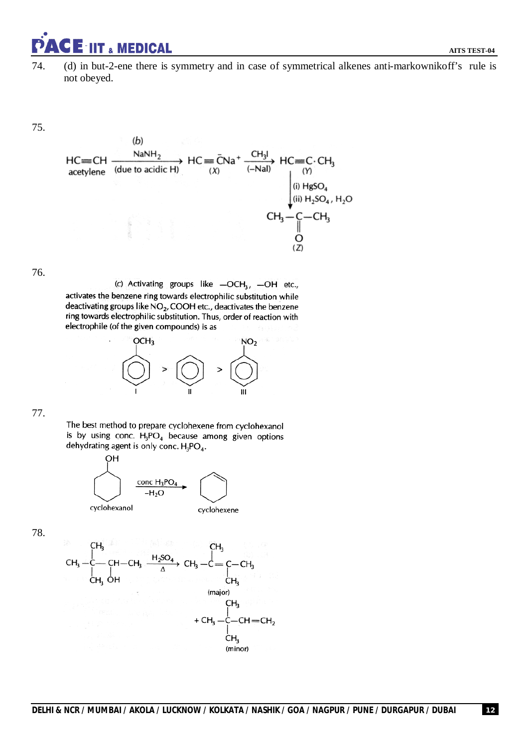74. (d) in but-2-ene there is symmetry and in case of symmetrical alkenes anti-markownikoff's rule is not obeyed.

75. (b)

$$HC\equiv CH \xrightarrow[\text{(due to acidic H)}]{NaNH_2} HC\equiv \bar{C}Na^+ \xrightarrow[(-NaI)]{CH_3I} HC\equiv C\cdot CH_3$$

acetylene → (X) → (Y)

$$HC\equiv C\cdot CH_3 \xrightarrow{\text{(i) } HgSO_4 \text{ (ii) } H_2SO_4,\ H_2O} CH_3-\underset{\underset{O}{\|}}{C}-CH_3 \ (Z)$$

76. (c) Activating groups like $-OCH_3$, $-OH$ etc., activates the benzene ring towards electrophilic substitution while deactivating groups like $NO_2$, COOH etc., deactivates the benzene ring towards electrophilic substitution. Thus, order of reaction with electrophile (of the given compounds) is as

Anisole ($C_6H_5OCH_3$) (I) > Benzene (II) > Nitrobenzene ($C_6H_5NO_2$) (III)

77. The best method to prepare cyclohexene from cyclohexanol is by using conc. $H_3PO_4$ because among given options dehydrating agent is only conc. $H_3PO_4$.

$$\text{cyclohexanol} \xrightarrow[-H_2O]{\text{conc } H_3PO_4} \text{cyclohexene}$$

78.

$$CH_3-\underset{CH_3}{\overset{CH_3}{C}}-\underset{OH}{CH}-CH_3 \xrightarrow[\Delta]{H_2SO_4} CH_3-\overset{CH_3}{C}=\underset{CH_3}{C}-CH_3 \text{ (major)} + CH_3-\underset{CH_3}{\overset{CH_3}{C}}-CH=CH_2 \text{ (minor)}$$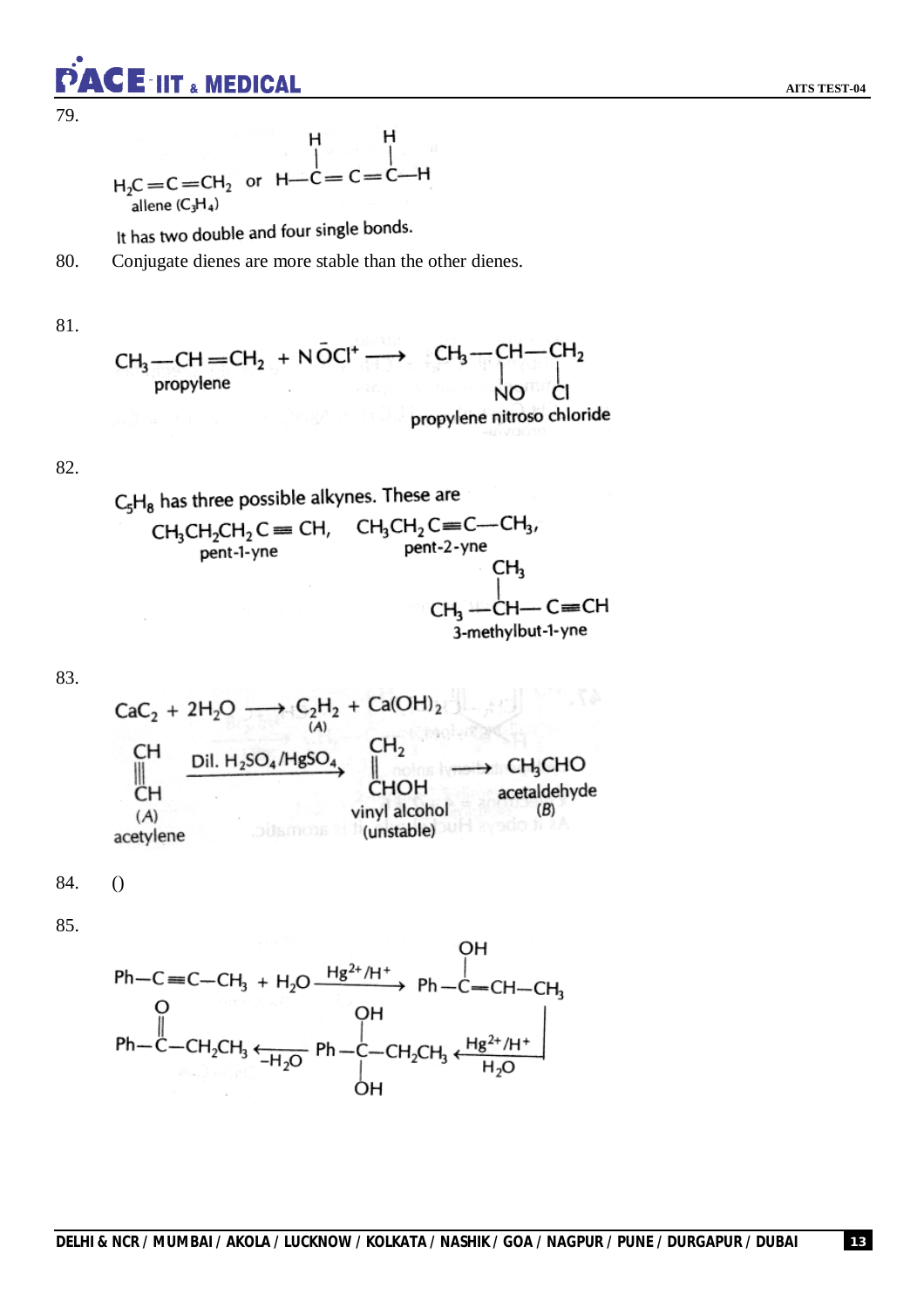79.

$$H_2C=C=CH_2 \text{ or } H-\overset{\displaystyle H}{\overset{|}{C}}=C=\overset{\displaystyle H}{\overset{|}{C}}-H$$

allene ($C_3H_4$)

It has two double and four single bonds.

80. Conjugate dienes are more stable than the other dienes.

81.

$$\underset{\text{propylene}}{CH_3-CH=CH_2} + N\bar{O}Cl^+ \longrightarrow \underset{\text{propylene nitroso chloride}}{CH_3-\underset{NO}{\underset{|}{CH}}-\underset{Cl}{\underset{|}{CH_2}}}$$

82.

$C_5H_8$ has three possible alkynes. These are

$$\underset{\text{pent-1-yne}}{CH_3CH_2CH_2C\equiv CH}, \quad \underset{\text{pent-2-yne}}{CH_3CH_2C\equiv C-CH_3},$$

$$\underset{\text{3-methylbut-1-yne}}{CH_3-\overset{\displaystyle CH_3}{\overset{|}{CH}}-C\equiv CH}$$

83.

$$CaC_2 + 2H_2O \longrightarrow \underset{(A)}{C_2H_2} + Ca(OH)_2$$

$$\underset{\text{acetylene}}{\underset{(A)}{CH\equiv CH}} \xrightarrow{\text{Dil. } H_2SO_4/HgSO_4} \underset{\text{(unstable)}}{\underset{\text{vinyl alcohol}}{CH_2=CHOH}} \longrightarrow \underset{(B)}{\underset{\text{acetaldehyde}}{CH_3CHO}}$$

84. ()

85.

$$Ph-C\equiv C-CH_3 + H_2O \xrightarrow{Hg^{2+}/H^+} Ph-\overset{\displaystyle OH}{\overset{|}{C}}=CH-CH_3$$

$$\xrightarrow[H_2O]{Hg^{2+}/H^+} Ph-\underset{OH}{\underset{|}{\overset{\displaystyle OH}{\overset{|}{C}}}}-CH_2CH_3 \xrightarrow{-H_2O} Ph-\overset{\displaystyle O}{\overset{||}{C}}-CH_2CH_3$$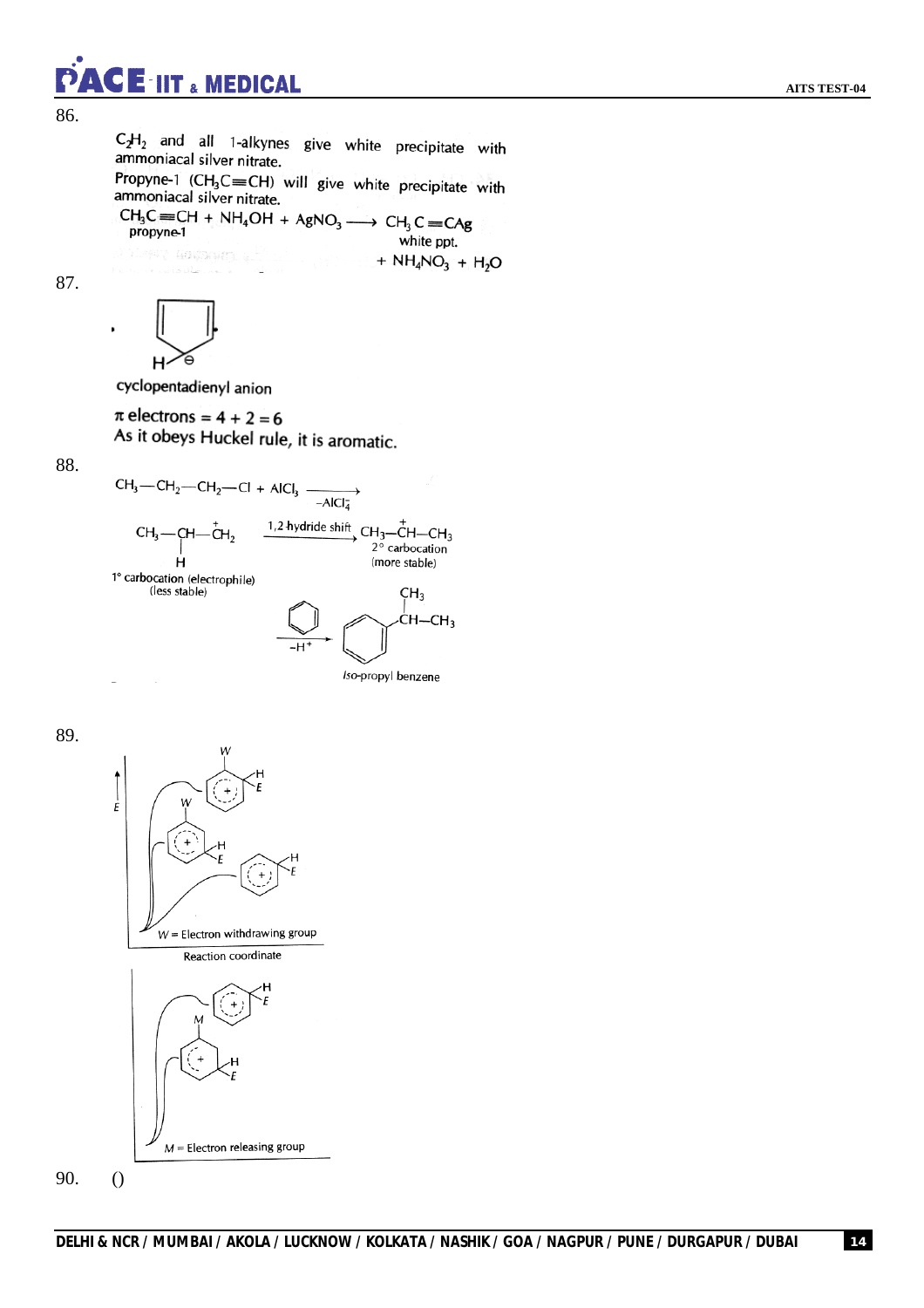86.

$C_2H_2$ and all 1-alkynes give white precipitate with ammoniacal silver nitrate.

Propyne-1 ($CH_3C{\equiv}CH$) will give white precipitate with ammoniacal silver nitrate.

$$\underset{\text{propyne-1}}{CH_3C{\equiv}CH} + NH_4OH + AgNO_3 \longrightarrow \underset{\text{white ppt.}}{CH_3C{\equiv}CAg} + NH_4NO_3 + H_2O$$

87.

cyclopentadienyl anion

$\pi$ electrons = 4 + 2 = 6

As it obeys Huckel rule, it is aromatic.

88.

$$CH_3{-}CH_2{-}CH_2{-}Cl + AlCl_3 \xrightarrow[-AlCl_4^-]{}$$

$$\underset{\substack{\text{1° carbocation (electrophile)}\\\text{(less stable)}}}{CH_3{-}\underset{|}{\overset{}{C}}H(H){-}\overset{+}{C}H_2} \xrightarrow{\text{1,2-hydride shift}} \underset{\substack{\text{2° carbocation}\\\text{(more stable)}}}{CH_3{-}\overset{+}{C}H{-}CH_3}$$

$$\xrightarrow[-H^+]{C_6H_6} \underset{\textit{Iso}\text{-propyl benzene}}{C_6H_5{-}CH(CH_3){-}CH_3}$$

89.

E

W = Electron withdrawing group

Reaction coordinate

M = Electron releasing group

90. ()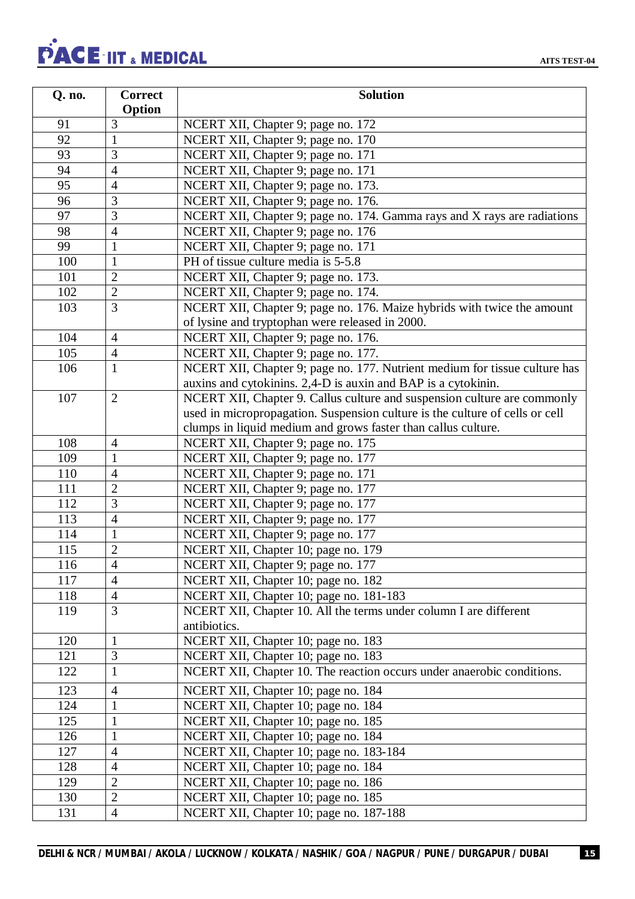| Q. no. | Correct Option | Solution |
|---|---|---|
| 91 | 3 | NCERT XII, Chapter 9; page no. 172 |
| 92 | 1 | NCERT XII, Chapter 9; page no. 170 |
| 93 | 3 | NCERT XII, Chapter 9; page no. 171 |
| 94 | 4 | NCERT XII, Chapter 9; page no. 171 |
| 95 | 4 | NCERT XII, Chapter 9; page no. 173. |
| 96 | 3 | NCERT XII, Chapter 9; page no. 176. |
| 97 | 3 | NCERT XII, Chapter 9; page no. 174. Gamma rays and X rays are radiations |
| 98 | 4 | NCERT XII, Chapter 9; page no. 176 |
| 99 | 1 | NCERT XII, Chapter 9; page no. 171 |
| 100 | 1 | PH of tissue culture media is 5-5.8 |
| 101 | 2 | NCERT XII, Chapter 9; page no. 173. |
| 102 | 2 | NCERT XII, Chapter 9; page no. 174. |
| 103 | 3 | NCERT XII, Chapter 9; page no. 176. Maize hybrids with twice the amount of lysine and tryptophan were released in 2000. |
| 104 | 4 | NCERT XII, Chapter 9; page no. 176. |
| 105 | 4 | NCERT XII, Chapter 9; page no. 177. |
| 106 | 1 | NCERT XII, Chapter 9; page no. 177. Nutrient medium for tissue culture has auxins and cytokinins. 2,4-D is auxin and BAP is a cytokinin. |
| 107 | 2 | NCERT XII, Chapter 9. Callus culture and suspension culture are commonly used in micropropagation. Suspension culture is the culture of cells or cell clumps in liquid medium and grows faster than callus culture. |
| 108 | 4 | NCERT XII, Chapter 9; page no. 175 |
| 109 | 1 | NCERT XII, Chapter 9; page no. 177 |
| 110 | 4 | NCERT XII, Chapter 9; page no. 171 |
| 111 | 2 | NCERT XII, Chapter 9; page no. 177 |
| 112 | 3 | NCERT XII, Chapter 9; page no. 177 |
| 113 | 4 | NCERT XII, Chapter 9; page no. 177 |
| 114 | 1 | NCERT XII, Chapter 9; page no. 177 |
| 115 | 2 | NCERT XII, Chapter 10; page no. 179 |
| 116 | 4 | NCERT XII, Chapter 9; page no. 177 |
| 117 | 4 | NCERT XII, Chapter 10; page no. 182 |
| 118 | 4 | NCERT XII, Chapter 10; page no. 181-183 |
| 119 | 3 | NCERT XII, Chapter 10. All the terms under column I are different antibiotics. |
| 120 | 1 | NCERT XII, Chapter 10; page no. 183 |
| 121 | 3 | NCERT XII, Chapter 10; page no. 183 |
| 122 | 1 | NCERT XII, Chapter 10. The reaction occurs under anaerobic conditions. |
| 123 | 4 | NCERT XII, Chapter 10; page no. 184 |
| 124 | 1 | NCERT XII, Chapter 10; page no. 184 |
| 125 | 1 | NCERT XII, Chapter 10; page no. 185 |
| 126 | 1 | NCERT XII, Chapter 10; page no. 184 |
| 127 | 4 | NCERT XII, Chapter 10; page no. 183-184 |
| 128 | 4 | NCERT XII, Chapter 10; page no. 184 |
| 129 | 2 | NCERT XII, Chapter 10; page no. 186 |
| 130 | 2 | NCERT XII, Chapter 10; page no. 185 |
| 131 | 4 | NCERT XII, Chapter 10; page no. 187-188 |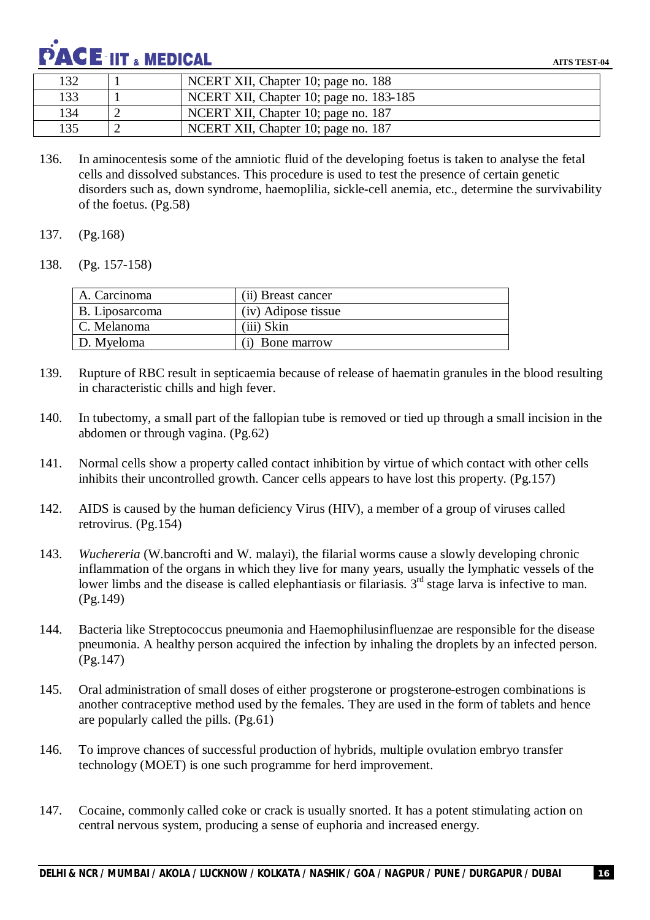| 132 | 1 | NCERT XII, Chapter 10; page no. 188 |
|---|---|---|
| 133 | 1 | NCERT XII, Chapter 10; page no. 183-185 |
| 134 | 2 | NCERT XII, Chapter 10; page no. 187 |
| 135 | 2 | NCERT XII, Chapter 10; page no. 187 |

136. In aminocentesis some of the amniotic fluid of the developing foetus is taken to analyse the fetal cells and dissolved substances. This procedure is used to test the presence of certain genetic disorders such as, down syndrome, haemoplilia, sickle-cell anemia, etc., determine the survivability of the foetus. (Pg.58)

137. (Pg.168)

138. (Pg. 157-158)

| A. Carcinoma | (ii) Breast cancer |
|---|---|
| B. Liposarcoma | (iv) Adipose tissue |
| C. Melanoma | (iii) Skin |
| D. Myeloma | (i) Bone marrow |

139. Rupture of RBC result in septicaemia because of release of haematin granules in the blood resulting in characteristic chills and high fever.

140. In tubectomy, a small part of the fallopian tube is removed or tied up through a small incision in the abdomen or through vagina. (Pg.62)

141. Normal cells show a property called contact inhibition by virtue of which contact with other cells inhibits their uncontrolled growth. Cancer cells appears to have lost this property. (Pg.157)

142. AIDS is caused by the human deficiency Virus (HIV), a member of a group of viruses called retrovirus. (Pg.154)

143. *Wuchereria* (W.bancrofti and W. malayi), the filarial worms cause a slowly developing chronic inflammation of the organs in which they live for many years, usually the lymphatic vessels of the lower limbs and the disease is called elephantiasis or filariasis. $3^{rd}$ stage larva is infective to man. (Pg.149)

144. Bacteria like Streptococcus pneumonia and Haemophilusinfluenzae are responsible for the disease pneumonia. A healthy person acquired the infection by inhaling the droplets by an infected person. (Pg.147)

145. Oral administration of small doses of either progsterone or progsterone-estrogen combinations is another contraceptive method used by the females. They are used in the form of tablets and hence are popularly called the pills. (Pg.61)

146. To improve chances of successful production of hybrids, multiple ovulation embryo transfer technology (MOET) is one such programme for herd improvement.

147. Cocaine, commonly called coke or crack is usually snorted. It has a potent stimulating action on central nervous system, producing a sense of euphoria and increased energy.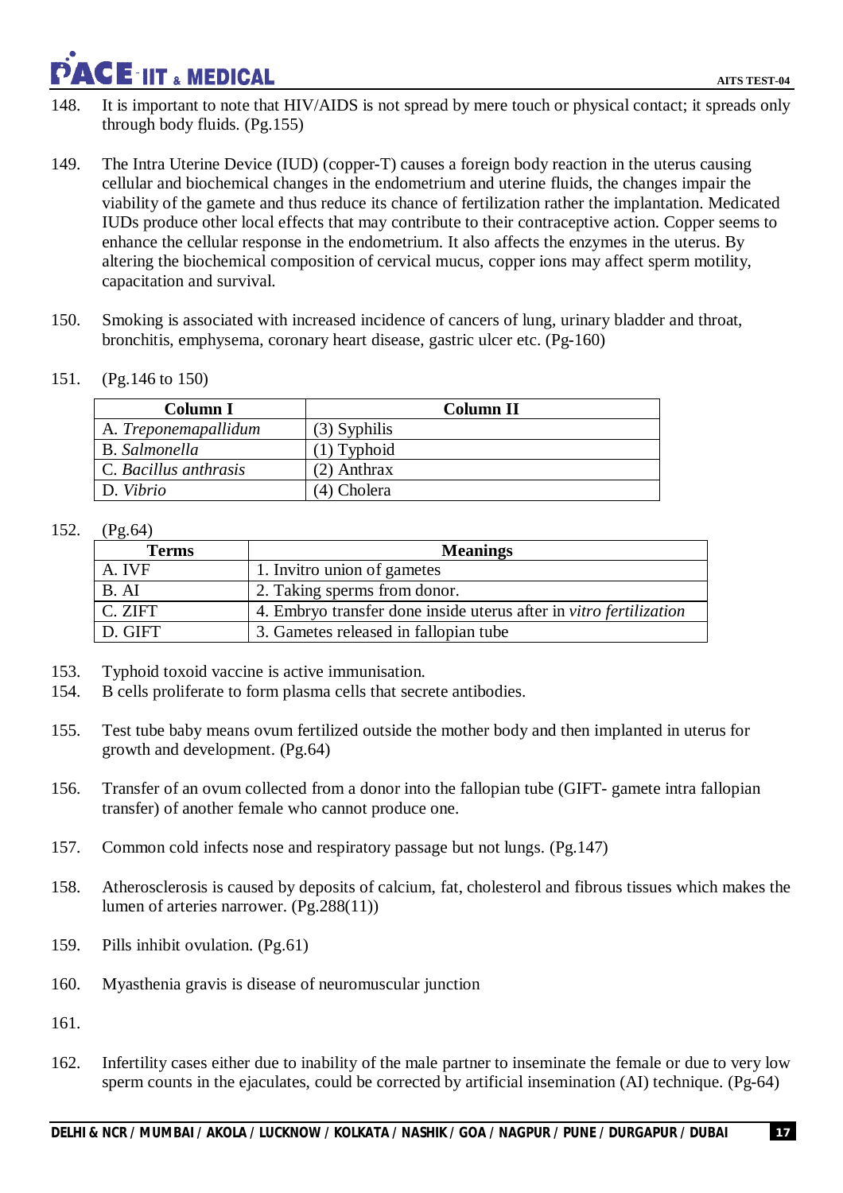148. It is important to note that HIV/AIDS is not spread by mere touch or physical contact; it spreads only through body fluids. (Pg.155)

149. The Intra Uterine Device (IUD) (copper-T) causes a foreign body reaction in the uterus causing cellular and biochemical changes in the endometrium and uterine fluids, the changes impair the viability of the gamete and thus reduce its chance of fertilization rather the implantation. Medicated IUDs produce other local effects that may contribute to their contraceptive action. Copper seems to enhance the cellular response in the endometrium. It also affects the enzymes in the uterus. By altering the biochemical composition of cervical mucus, copper ions may affect sperm motility, capacitation and survival.

150. Smoking is associated with increased incidence of cancers of lung, urinary bladder and throat, bronchitis, emphysema, coronary heart disease, gastric ulcer etc. (Pg-160)

151. (Pg.146 to 150)

| Column I | Column II |
|---|---|
| A. *Treponemapallidum* | (3) Syphilis |
| B. *Salmonella* | (1) Typhoid |
| C. *Bacillus anthrasis* | (2) Anthrax |
| D. *Vibrio* | (4) Cholera |

152. (Pg.64)

| Terms | Meanings |
|---|---|
| A. IVF | 1. Invitro union of gametes |
| B. AI | 2. Taking sperms from donor. |
| C. ZIFT | 4. Embryo transfer done inside uterus after in *vitro fertilization* |
| D. GIFT | 3. Gametes released in fallopian tube |

153. Typhoid toxoid vaccine is active immunisation.

154. B cells proliferate to form plasma cells that secrete antibodies.

155. Test tube baby means ovum fertilized outside the mother body and then implanted in uterus for growth and development. (Pg.64)

156. Transfer of an ovum collected from a donor into the fallopian tube (GIFT- gamete intra fallopian transfer) of another female who cannot produce one.

157. Common cold infects nose and respiratory passage but not lungs. (Pg.147)

158. Atherosclerosis is caused by deposits of calcium, fat, cholesterol and fibrous tissues which makes the lumen of arteries narrower. (Pg.288(11))

159. Pills inhibit ovulation. (Pg.61)

160. Myasthenia gravis is disease of neuromuscular junction

161.

162. Infertility cases either due to inability of the male partner to inseminate the female or due to very low sperm counts in the ejaculates, could be corrected by artificial insemination (AI) technique. (Pg-64)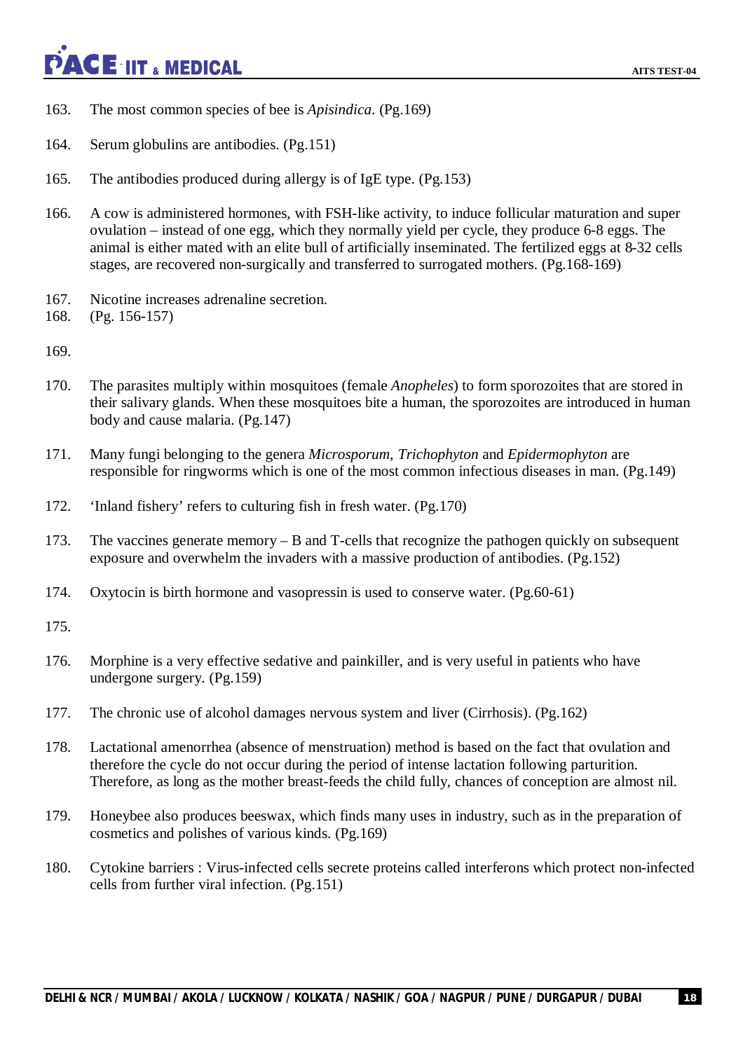163. The most common species of bee is *Apisindica*. (Pg.169)

164. Serum globulins are antibodies. (Pg.151)

165. The antibodies produced during allergy is of IgE type. (Pg.153)

166. A cow is administered hormones, with FSH-like activity, to induce follicular maturation and super ovulation – instead of one egg, which they normally yield per cycle, they produce 6-8 eggs. The animal is either mated with an elite bull of artificially inseminated. The fertilized eggs at 8-32 cells stages, are recovered non-surgically and transferred to surrogated mothers. (Pg.168-169)

167. Nicotine increases adrenaline secretion.

168. (Pg. 156-157)

169.

170. The parasites multiply within mosquitoes (female *Anopheles*) to form sporozoites that are stored in their salivary glands. When these mosquitoes bite a human, the sporozoites are introduced in human body and cause malaria. (Pg.147)

171. Many fungi belonging to the genera *Microsporum*, *Trichophyton* and *Epidermophyton* are responsible for ringworms which is one of the most common infectious diseases in man. (Pg.149)

172. 'Inland fishery' refers to culturing fish in fresh water. (Pg.170)

173. The vaccines generate memory – B and T-cells that recognize the pathogen quickly on subsequent exposure and overwhelm the invaders with a massive production of antibodies. (Pg.152)

174. Oxytocin is birth hormone and vasopressin is used to conserve water. (Pg.60-61)

175.

176. Morphine is a very effective sedative and painkiller, and is very useful in patients who have undergone surgery. (Pg.159)

177. The chronic use of alcohol damages nervous system and liver (Cirrhosis). (Pg.162)

178. Lactational amenorrhea (absence of menstruation) method is based on the fact that ovulation and therefore the cycle do not occur during the period of intense lactation following parturition. Therefore, as long as the mother breast-feeds the child fully, chances of conception are almost nil.

179. Honeybee also produces beeswax, which finds many uses in industry, such as in the preparation of cosmetics and polishes of various kinds. (Pg.169)

180. Cytokine barriers : Virus-infected cells secrete proteins called interferons which protect non-infected cells from further viral infection. (Pg.151)